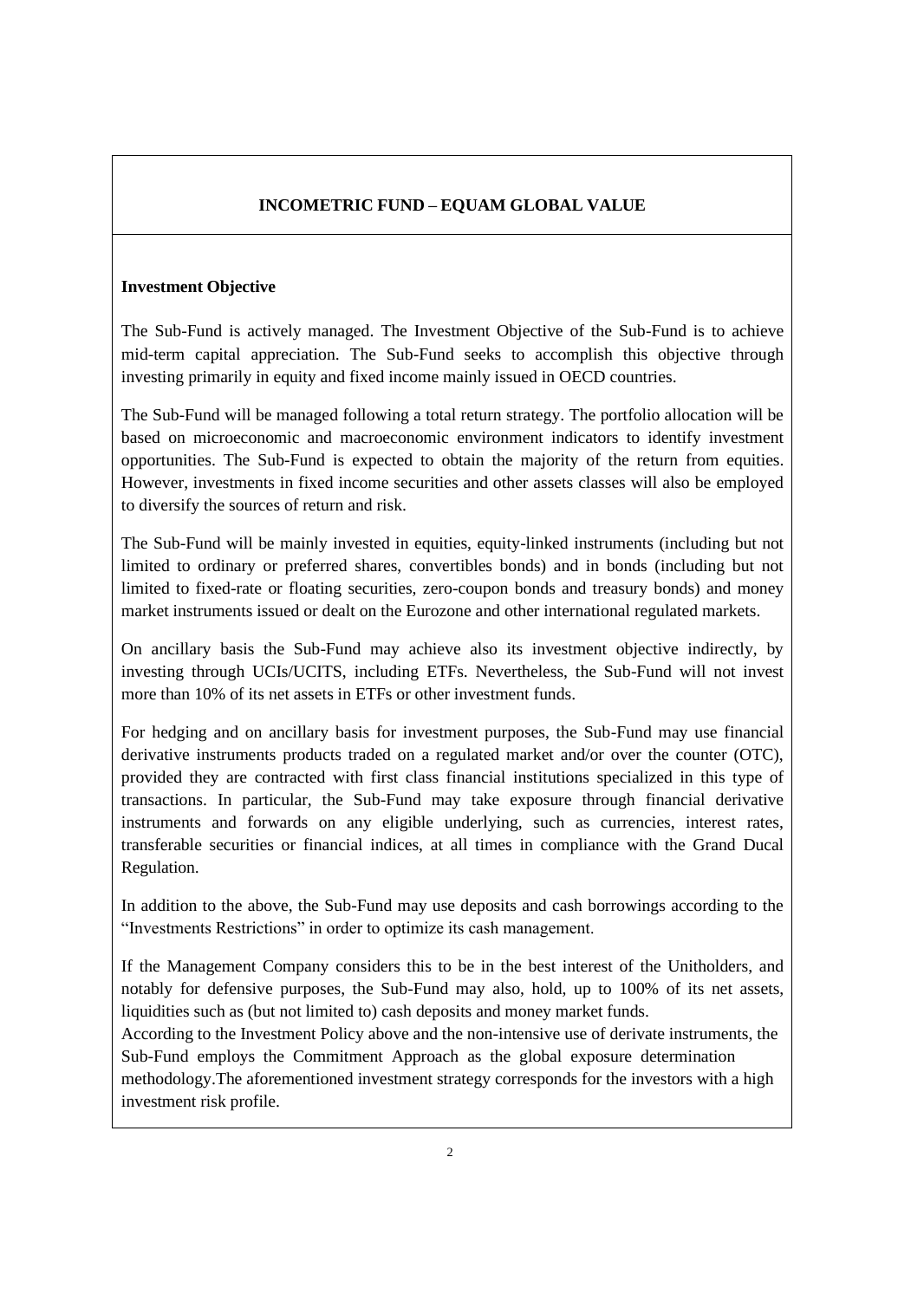# INCOMETRIC FUND – EQUAM GLOBAL VALUE

**Investment Objective**

The Sub-Fund is actively managed. The Investment Objective of the Sub-Fund is to achieve mid-term capital appreciation. The Sub-Fund seeks to accomplish this objective through investing primarily in equity and fixed income mainly issued in OECD countries.

The Sub-Fund will be managed following a total return strategy. The portfolio allocation will be based on microeconomic and macroeconomic environment indicators to identify investment opportunities. The Sub-Fund is expected to obtain the majority of the return from equities. However, investments in fixed income securities and other assets classes will also be employed to diversify the sources of return and risk.

The Sub-Fund will be mainly invested in equities, equity-linked instruments (including but not limited to ordinary or preferred shares, convertibles bonds) and in bonds (including but not limited to fixed-rate or floating securities, zero-coupon bonds and treasury bonds) and money market instruments issued or dealt on the Eurozone and other international regulated markets.

On ancillary basis the Sub-Fund may achieve also its investment objective indirectly, by investing through UCIs/UCITS, including ETFs. Nevertheless, the Sub-Fund will not invest more than 10% of its net assets in ETFs or other investment funds.

For hedging and on ancillary basis for investment purposes, the Sub-Fund may use financial derivative instruments products traded on a regulated market and/or over the counter (OTC), provided they are contracted with first class financial institutions specialized in this type of transactions. In particular, the Sub-Fund may take exposure through financial derivative instruments and forwards on any eligible underlying, such as currencies, interest rates, transferable securities or financial indices, at all times in compliance with the Grand Ducal Regulation.

In addition to the above, the Sub-Fund may use deposits and cash borrowings according to the "Investments Restrictions" in order to optimize its cash management.

If the Management Company considers this to be in the best interest of the Unitholders, and notably for defensive purposes, the Sub-Fund may also, hold, up to 100% of its net assets, liquidities such as (but not limited to) cash deposits and money market funds.
According to the Investment Policy above and the non-intensive use of derivate instruments, the Sub-Fund employs the Commitment Approach as the global exposure determination methodology.The aforementioned investment strategy corresponds for the investors with a high investment risk profile.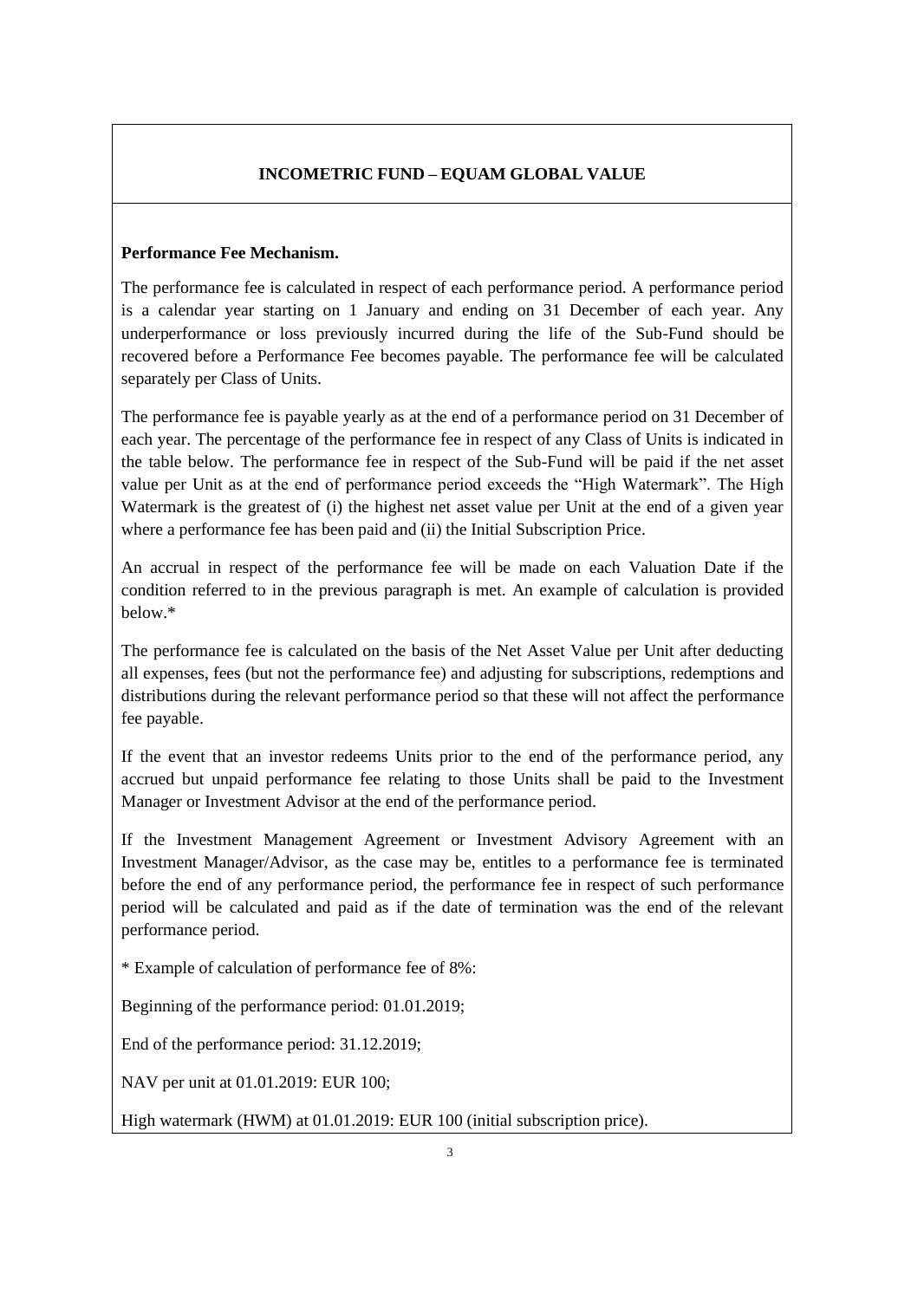## INCOMETRIC FUND – EQUAM GLOBAL VALUE

**Performance Fee Mechanism.**

The performance fee is calculated in respect of each performance period. A performance period is a calendar year starting on 1 January and ending on 31 December of each year. Any underperformance or loss previously incurred during the life of the Sub-Fund should be recovered before a Performance Fee becomes payable. The performance fee will be calculated separately per Class of Units.

The performance fee is payable yearly as at the end of a performance period on 31 December of each year. The percentage of the performance fee in respect of any Class of Units is indicated in the table below. The performance fee in respect of the Sub-Fund will be paid if the net asset value per Unit as at the end of performance period exceeds the "High Watermark". The High Watermark is the greatest of (i) the highest net asset value per Unit at the end of a given year where a performance fee has been paid and (ii) the Initial Subscription Price.

An accrual in respect of the performance fee will be made on each Valuation Date if the condition referred to in the previous paragraph is met. An example of calculation is provided below.*

The performance fee is calculated on the basis of the Net Asset Value per Unit after deducting all expenses, fees (but not the performance fee) and adjusting for subscriptions, redemptions and distributions during the relevant performance period so that these will not affect the performance fee payable.

If the event that an investor redeems Units prior to the end of the performance period, any accrued but unpaid performance fee relating to those Units shall be paid to the Investment Manager or Investment Advisor at the end of the performance period.

If the Investment Management Agreement or Investment Advisory Agreement with an Investment Manager/Advisor, as the case may be, entitles to a performance fee is terminated before the end of any performance period, the performance fee in respect of such performance period will be calculated and paid as if the date of termination was the end of the relevant performance period.

* Example of calculation of performance fee of 8%:

Beginning of the performance period: 01.01.2019;

End of the performance period: 31.12.2019;

NAV per unit at 01.01.2019: EUR 100;

High watermark (HWM) at 01.01.2019: EUR 100 (initial subscription price).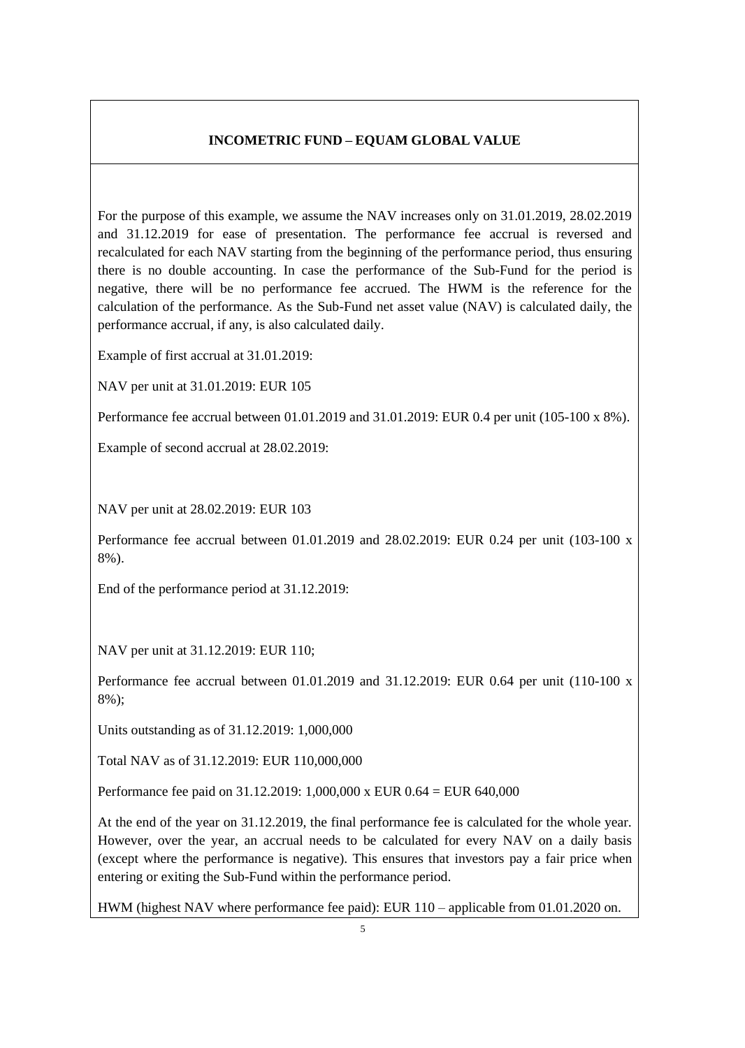## INCOMETRIC FUND – EQUAM GLOBAL VALUE

For the purpose of this example, we assume the NAV increases only on 31.01.2019, 28.02.2019 and 31.12.2019 for ease of presentation. The performance fee accrual is reversed and recalculated for each NAV starting from the beginning of the performance period, thus ensuring there is no double accounting. In case the performance of the Sub-Fund for the period is negative, there will be no performance fee accrued. The HWM is the reference for the calculation of the performance. As the Sub-Fund net asset value (NAV) is calculated daily, the performance accrual, if any, is also calculated daily.

Example of first accrual at 31.01.2019:

NAV per unit at 31.01.2019: EUR 105

Performance fee accrual between 01.01.2019 and 31.01.2019: EUR 0.4 per unit (105-100 x 8%).

Example of second accrual at 28.02.2019:

NAV per unit at 28.02.2019: EUR 103

Performance fee accrual between 01.01.2019 and 28.02.2019: EUR 0.24 per unit (103-100 x 8%).

End of the performance period at 31.12.2019:

NAV per unit at 31.12.2019: EUR 110;

Performance fee accrual between 01.01.2019 and 31.12.2019: EUR 0.64 per unit (110-100 x 8%);

Units outstanding as of 31.12.2019: 1,000,000

Total NAV as of 31.12.2019: EUR 110,000,000

Performance fee paid on 31.12.2019: 1,000,000 x EUR 0.64 = EUR 640,000

At the end of the year on 31.12.2019, the final performance fee is calculated for the whole year. However, over the year, an accrual needs to be calculated for every NAV on a daily basis (except where the performance is negative). This ensures that investors pay a fair price when entering or exiting the Sub-Fund within the performance period.

HWM (highest NAV where performance fee paid): EUR 110 – applicable from 01.01.2020 on.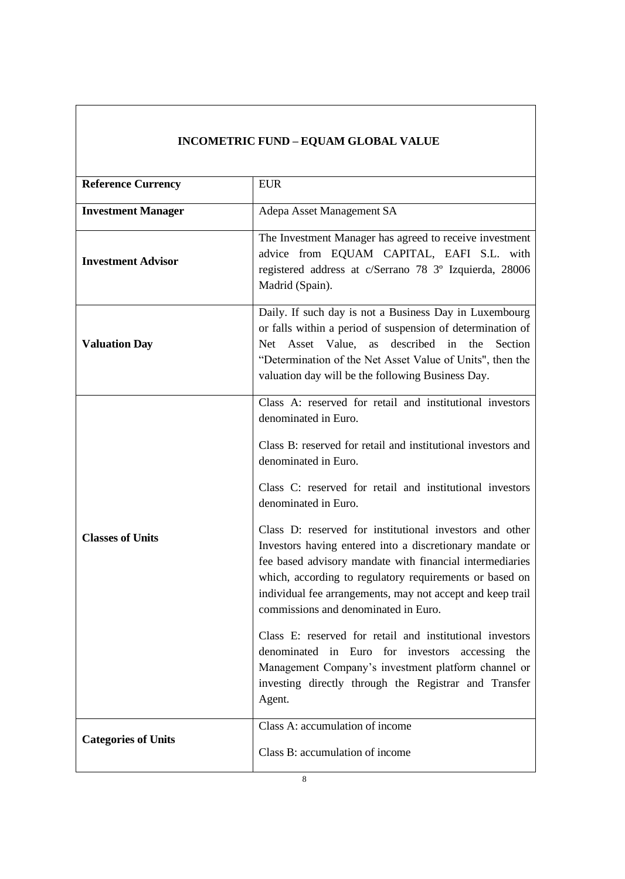| INCOMETRIC FUND – EQUAM GLOBAL VALUE | |
|---|---|
| **Reference Currency** | EUR |
| **Investment Manager** | Adepa Asset Management SA |
| **Investment Advisor** | The Investment Manager has agreed to receive investment advice from EQUAM CAPITAL, EAFI S.L. with registered address at c/Serrano 78 3º Izquierda, 28006 Madrid (Spain). |
| **Valuation Day** | Daily. If such day is not a Business Day in Luxembourg or falls within a period of suspension of determination of Net Asset Value, as described in the Section "Determination of the Net Asset Value of Units", then the valuation day will be the following Business Day. |
| **Classes of Units** | Class A: reserved for retail and institutional investors denominated in Euro.<br><br>Class B: reserved for retail and institutional investors and denominated in Euro.<br><br>Class C: reserved for retail and institutional investors denominated in Euro.<br><br>Class D: reserved for institutional investors and other Investors having entered into a discretionary mandate or fee based advisory mandate with financial intermediaries which, according to regulatory requirements or based on individual fee arrangements, may not accept and keep trail commissions and denominated in Euro.<br><br>Class E: reserved for retail and institutional investors denominated in Euro for investors accessing the Management Company's investment platform channel or investing directly through the Registrar and Transfer Agent. |
| **Categories of Units** | Class A: accumulation of income<br><br>Class B: accumulation of income |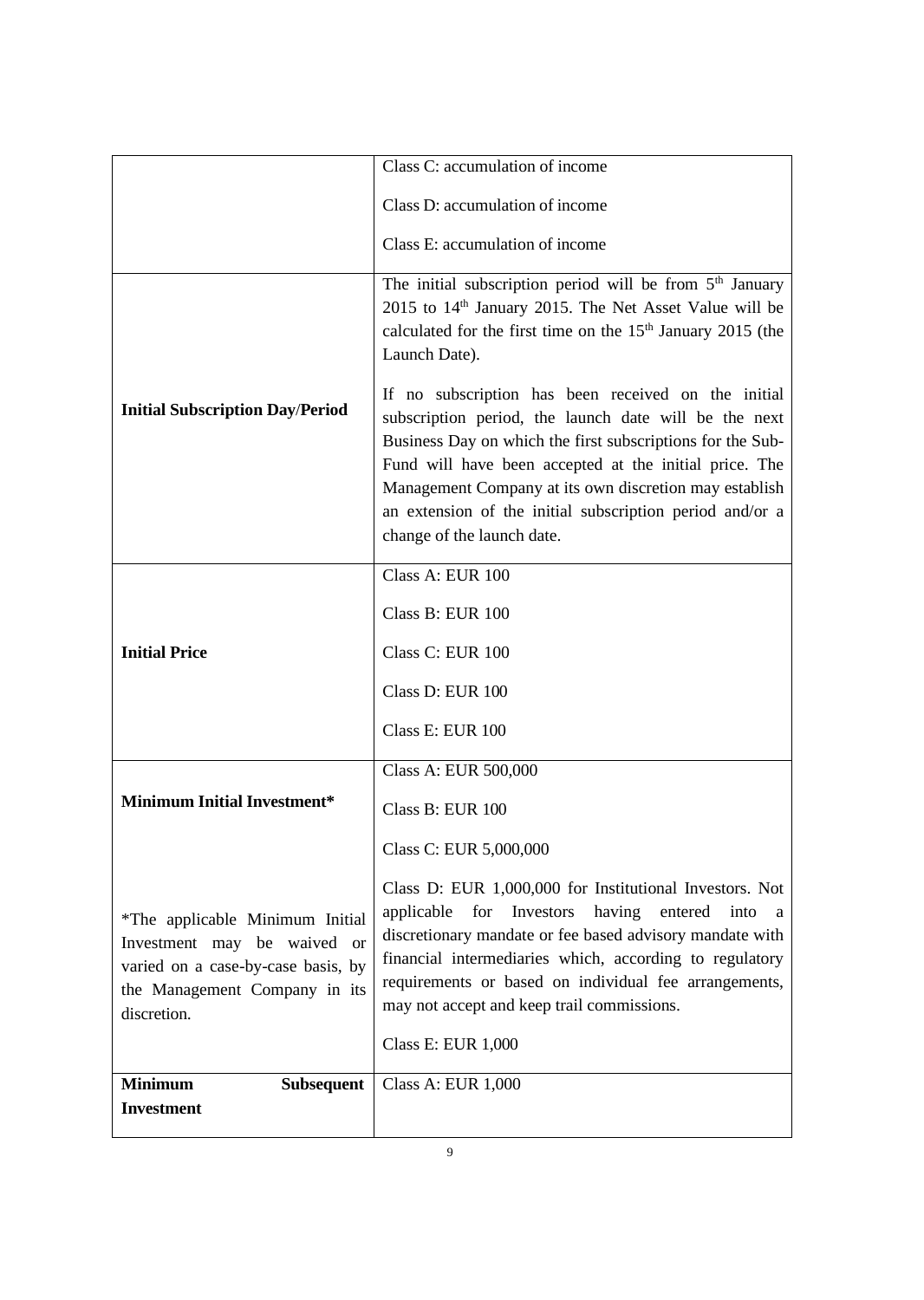| | |
|---|---|
| | Class C: accumulation of income<br><br>Class D: accumulation of income<br><br>Class E: accumulation of income |
| **Initial Subscription Day/Period** | The initial subscription period will be from 5th January 2015 to 14th January 2015. The Net Asset Value will be calculated for the first time on the 15th January 2015 (the Launch Date).<br><br>If no subscription has been received on the initial subscription period, the launch date will be the next Business Day on which the first subscriptions for the Sub-Fund will have been accepted at the initial price. The Management Company at its own discretion may establish an extension of the initial subscription period and/or a change of the launch date. |
| **Initial Price** | Class A: EUR 100<br><br>Class B: EUR 100<br><br>Class C: EUR 100<br><br>Class D: EUR 100<br><br>Class E: EUR 100 |
| **Minimum Initial Investment***<br><br>*The applicable Minimum Initial Investment may be waived or varied on a case-by-case basis, by the Management Company in its discretion. | Class A: EUR 500,000<br><br>Class B: EUR 100<br><br>Class C: EUR 5,000,000<br><br>Class D: EUR 1,000,000 for Institutional Investors. Not applicable for Investors having entered into a discretionary mandate or fee based advisory mandate with financial intermediaries which, according to regulatory requirements or based on individual fee arrangements, may not accept and keep trail commissions.<br><br>Class E: EUR 1,000 |
| **Minimum Subsequent Investment** | Class A: EUR 1,000 |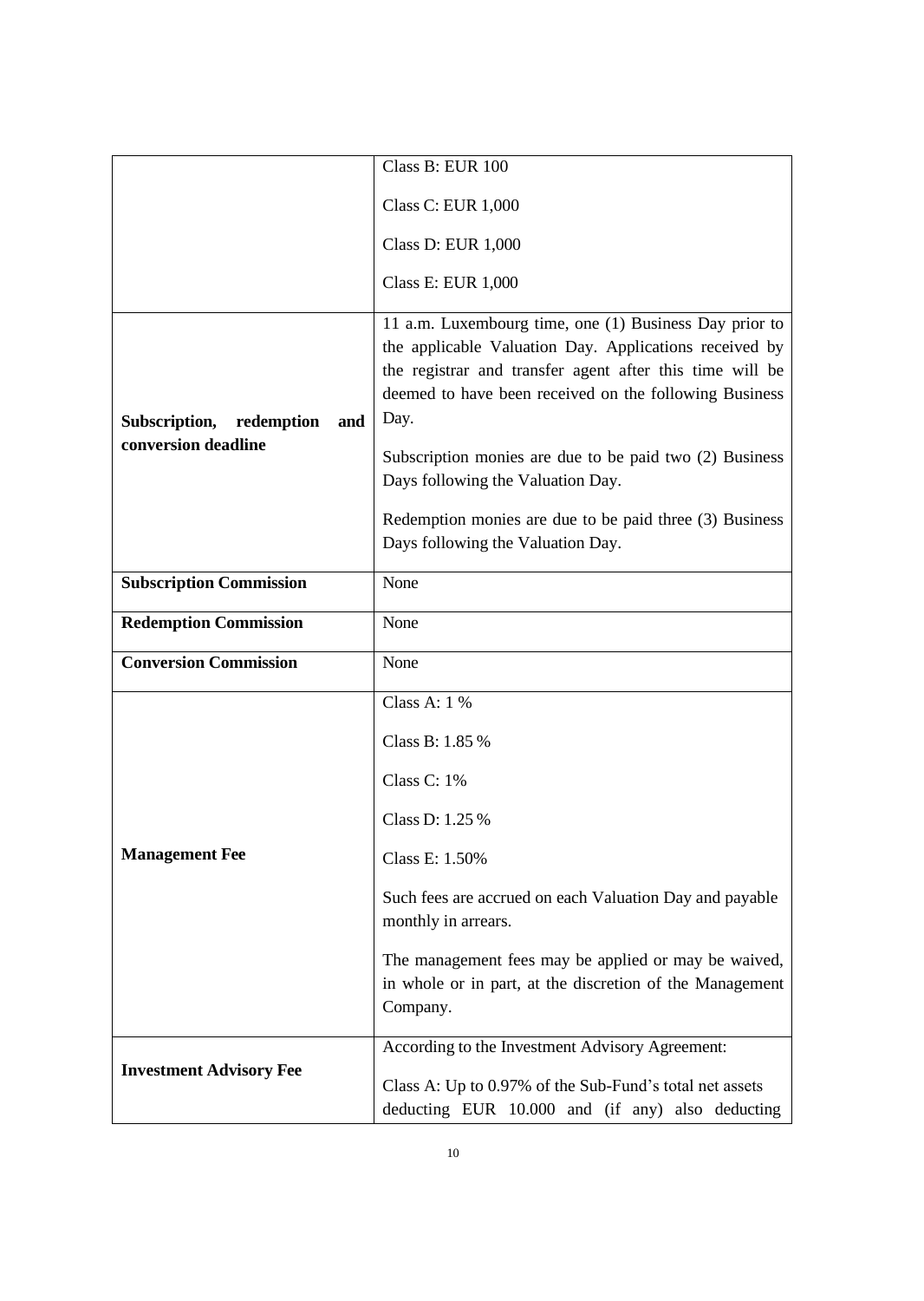| | |
|---|---|
| | Class B: EUR 100<br><br>Class C: EUR 1,000<br><br>Class D: EUR 1,000<br><br>Class E: EUR 1,000 |
| **Subscription, redemption and conversion deadline** | 11 a.m. Luxembourg time, one (1) Business Day prior to the applicable Valuation Day. Applications received by the registrar and transfer agent after this time will be deemed to have been received on the following Business Day.<br><br>Subscription monies are due to be paid two (2) Business Days following the Valuation Day.<br><br>Redemption monies are due to be paid three (3) Business Days following the Valuation Day. |
| **Subscription Commission** | None |
| **Redemption Commission** | None |
| **Conversion Commission** | None |
| **Management Fee** | Class A: 1 %<br><br>Class B: 1.85 %<br><br>Class C: 1%<br><br>Class D: 1.25 %<br><br>Class E: 1.50%<br><br>Such fees are accrued on each Valuation Day and payable monthly in arrears.<br><br>The management fees may be applied or may be waived, in whole or in part, at the discretion of the Management Company. |
| **Investment Advisory Fee** | According to the Investment Advisory Agreement:<br><br>Class A: Up to 0.97% of the Sub-Fund's total net assets deducting EUR 10.000 and (if any) also deducting |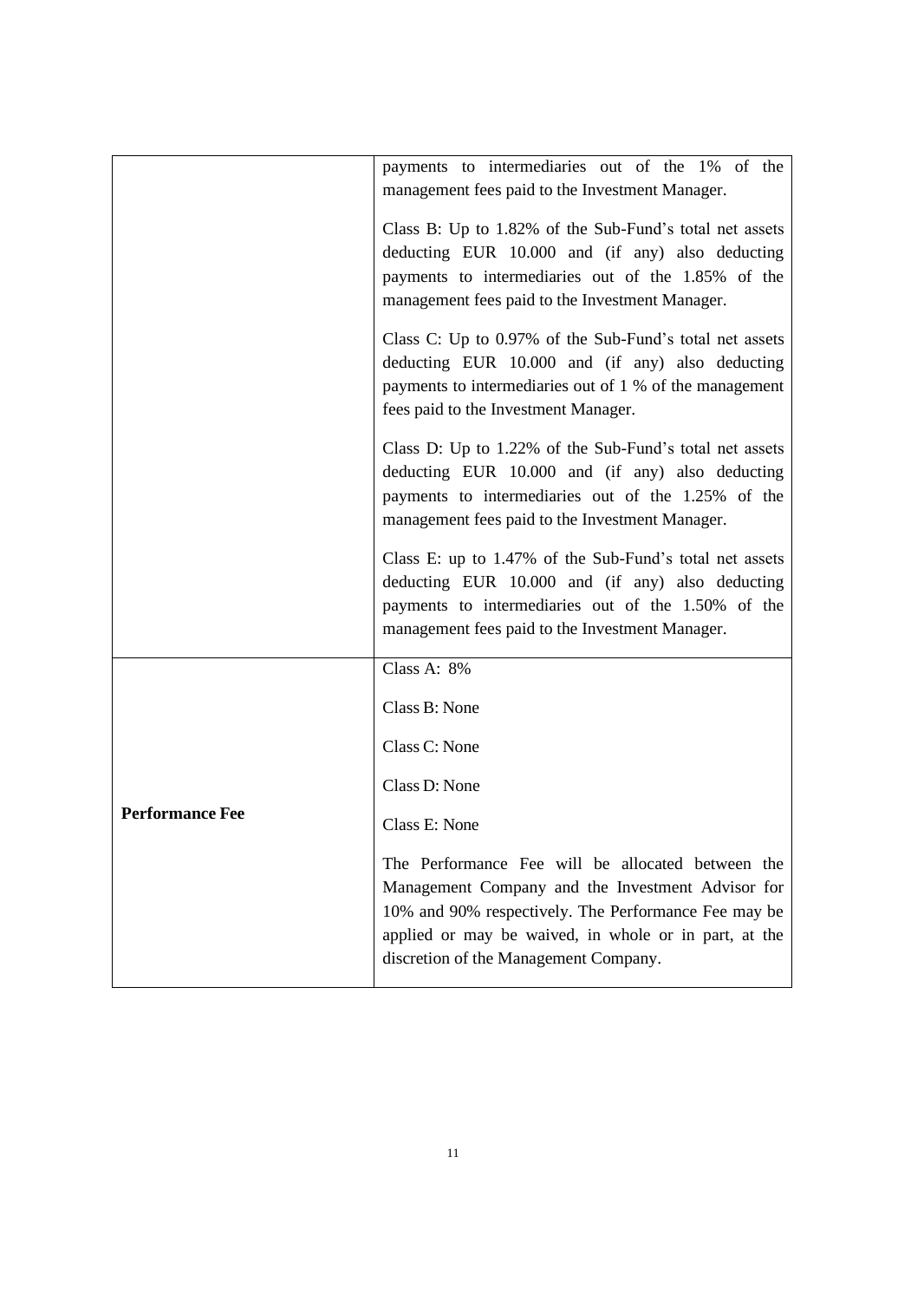| | |
|---|---|
| | payments to intermediaries out of the 1% of the management fees paid to the Investment Manager.<br><br>Class B: Up to 1.82% of the Sub-Fund's total net assets deducting EUR 10.000 and (if any) also deducting payments to intermediaries out of the 1.85% of the management fees paid to the Investment Manager.<br><br>Class C: Up to 0.97% of the Sub-Fund's total net assets deducting EUR 10.000 and (if any) also deducting payments to intermediaries out of 1 % of the management fees paid to the Investment Manager.<br><br>Class D: Up to 1.22% of the Sub-Fund's total net assets deducting EUR 10.000 and (if any) also deducting payments to intermediaries out of the 1.25% of the management fees paid to the Investment Manager.<br><br>Class E: up to 1.47% of the Sub-Fund's total net assets deducting EUR 10.000 and (if any) also deducting payments to intermediaries out of the 1.50% of the management fees paid to the Investment Manager. |
| **Performance Fee** | Class A: 8%<br><br>Class B: None<br><br>Class C: None<br><br>Class D: None<br><br>Class E: None<br><br>The Performance Fee will be allocated between the Management Company and the Investment Advisor for 10% and 90% respectively. The Performance Fee may be applied or may be waived, in whole or in part, at the discretion of the Management Company. |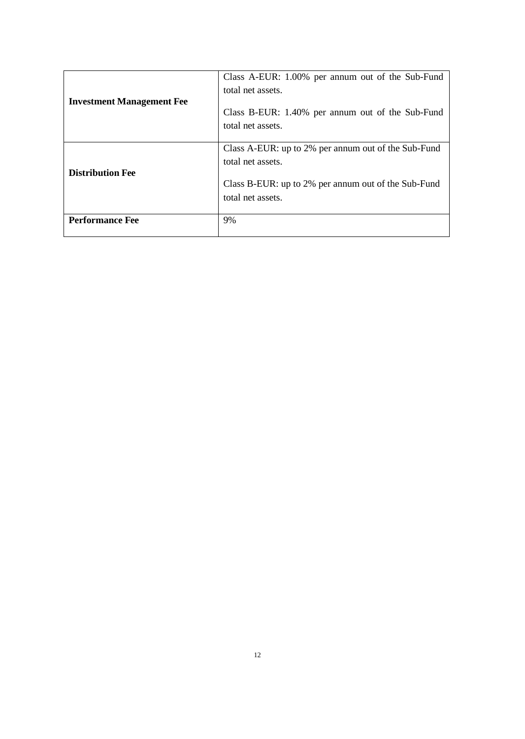| | |
|---|---|
| **Investment Management Fee** | Class A-EUR: 1.00% per annum out of the Sub-Fund total net assets.<br><br>Class B-EUR: 1.40% per annum out of the Sub-Fund total net assets. |
| **Distribution Fee** | Class A-EUR: up to 2% per annum out of the Sub-Fund total net assets.<br><br>Class B-EUR: up to 2% per annum out of the Sub-Fund total net assets. |
| **Performance Fee** | 9% |